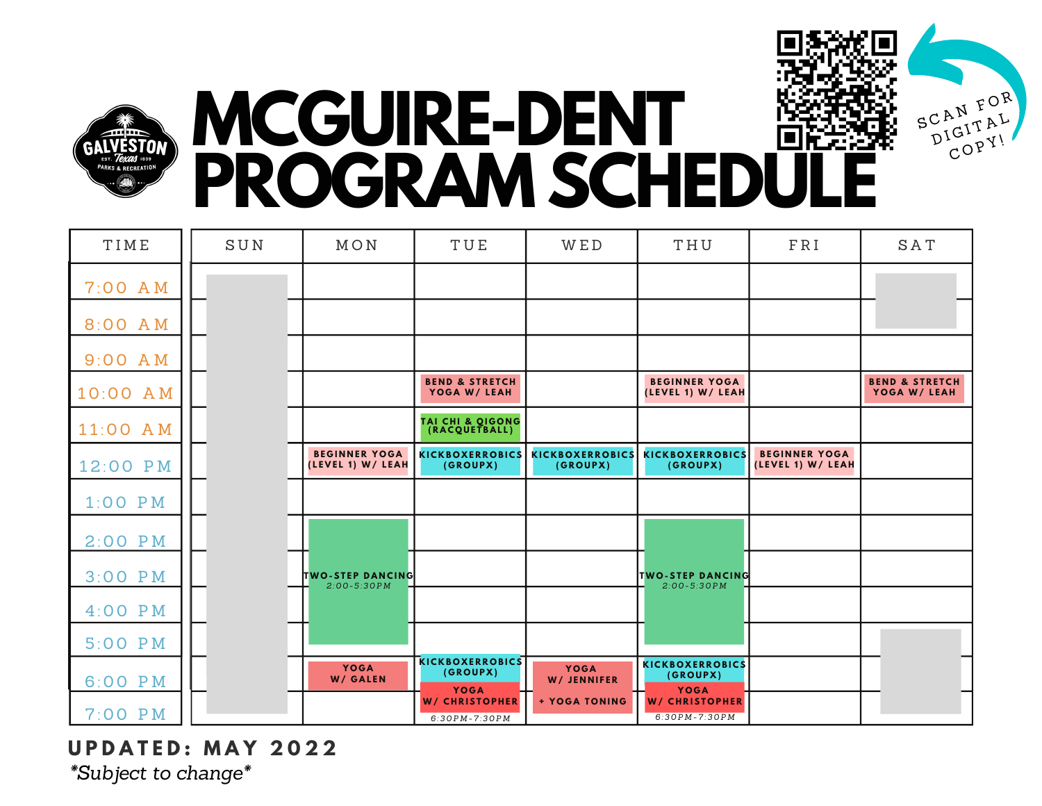GALVESTON Texas EST. 1839 PARKS & RECREATION

# MCGUIRE-DENT PROGRAM SCHEDULE

SCAN FOR DIGITAL COPY!

| TIME | SUN | MON | TUE | WED | THU | FRI | SAT |
|---|---|---|---|---|---|---|---|
| 7:00 AM | | | | | | | |
| 8:00 AM | | | | | | | |
| 9:00 AM | | | | | | | |
| 10:00 AM | | | BEND & STRETCH YOGA W/ LEAH | | BEGINNER YOGA (LEVEL 1) W/ LEAH | | BEND & STRETCH YOGA W/ LEAH |
| 11:00 AM | | | TAI CHI & QIGONG (RACQUETBALL) | | | | |
| 12:00 PM | | BEGINNER YOGA (LEVEL 1) W/ LEAH | KICKBOXERROBICS (GROUPX) | KICKBOXERROBICS (GROUPX) | KICKBOXERROBICS (GROUPX) | BEGINNER YOGA (LEVEL 1) W/ LEAH | |
| 1:00 PM | | | | | | | |
| 2:00 PM | | TWO-STEP DANCING 2:00-5:30PM | | | TWO-STEP DANCING 2:00-5:30PM | | |
| 3:00 PM | | | | | | | |
| 4:00 PM | | | | | | | |
| 5:00 PM | | | | | | | |
| 6:00 PM | | YOGA W/ GALEN | KICKBOXERROBICS (GROUPX) | YOGA W/ JENNIFER + YOGA TONING | KICKBOXERROBICS (GROUPX) | | |
| 7:00 PM | | | YOGA W/ CHRISTOPHER 6:30PM-7:30PM | | YOGA W/ CHRISTOPHER 6:30PM-7:30PM | | |

**UPDATED: MAY 2022**

*\*Subject to change\**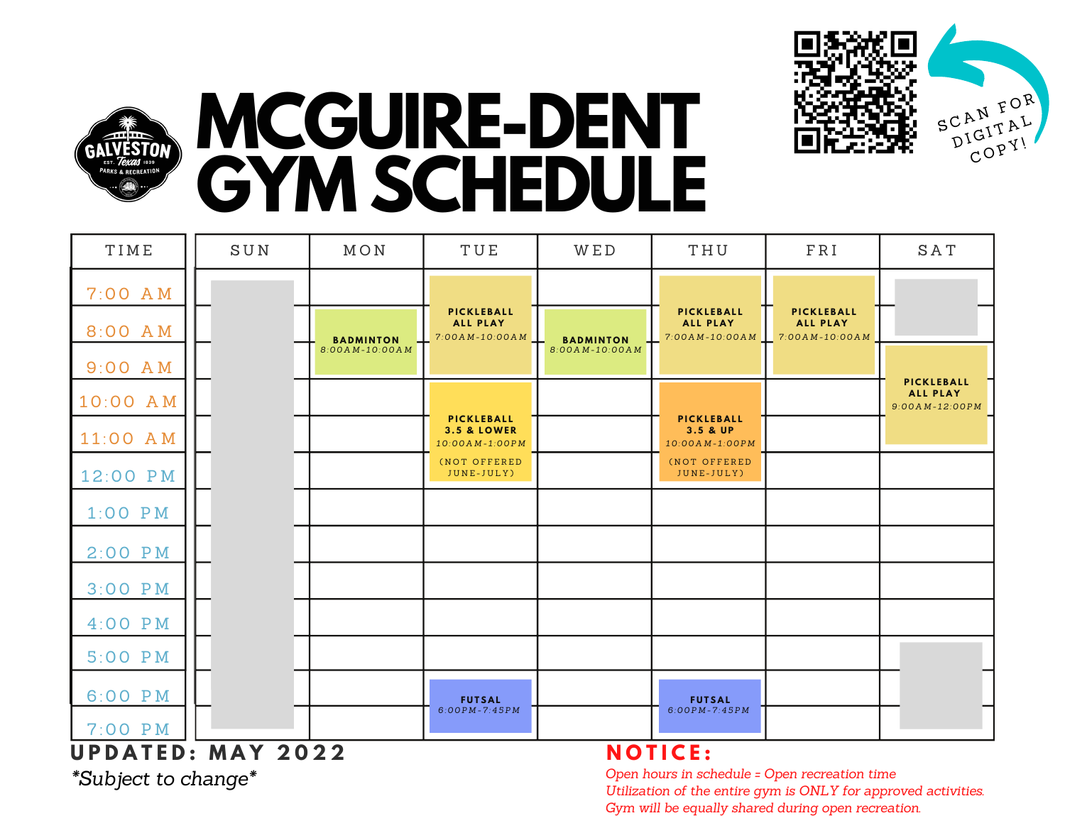# MCGUIRE-DENT GYM SCHEDULE

SCAN FOR DIGITAL COPY!

| TIME | SUN | MON | TUE | WED | THU | FRI | SAT |
|---|---|---|---|---|---|---|---|
| 7:00 AM | | | PICKLEBALL ALL PLAY 7:00AM-10:00AM | | PICKLEBALL ALL PLAY 7:00AM-10:00AM | PICKLEBALL ALL PLAY 7:00AM-10:00AM | |
| 8:00 AM | | BADMINTON 8:00AM-10:00AM | | BADMINTON 8:00AM-10:00AM | | | |
| 9:00 AM | | | | | | | PICKLEBALL ALL PLAY 9:00AM-12:00PM |
| 10:00 AM | | | PICKLEBALL 3.5 & LOWER 10:00AM-1:00PM (NOT OFFERED JUNE-JULY) | | PICKLEBALL 3.5 & UP 10:00AM-1:00PM (NOT OFFERED JUNE-JULY) | | |
| 11:00 AM | | | | | | | |
| 12:00 PM | | | | | | | |
| 1:00 PM | | | | | | | |
| 2:00 PM | | | | | | | |
| 3:00 PM | | | | | | | |
| 4:00 PM | | | | | | | |
| 5:00 PM | | | | | | | |
| 6:00 PM | | | FUTSAL 6:00PM-7:45PM | | FUTSAL 6:00PM-7:45PM | | |
| 7:00 PM | | | | | | | |

**UPDATED: MAY 2022**

*\*Subject to change\**

**NOTICE:**

*Open hours in schedule = Open recreation time*
*Utilization of the entire gym is ONLY for approved activities.*
*Gym will be equally shared during open recreation.*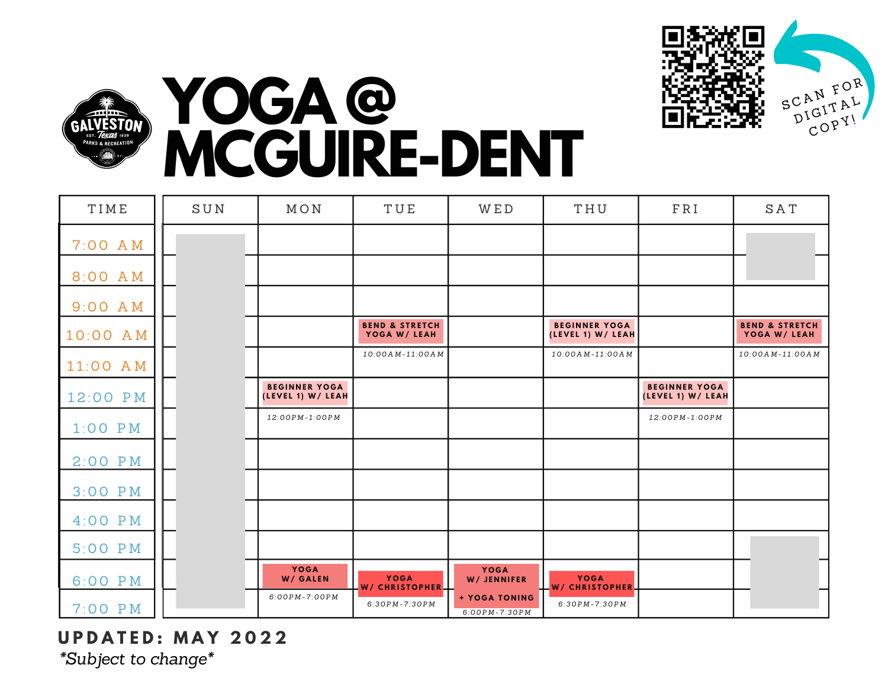# YOGA @ MCGUIRE-DENT

SCAN FOR DIGITAL COPY!

| TIME | SUN | MON | TUE | WED | THU | FRI | SAT |
|---|---|---|---|---|---|---|---|
| 7:00 AM | | | | | | | |
| 8:00 AM | | | | | | | |
| 9:00 AM | | | | | | | |
| 10:00 AM | | | BEND & STRETCH YOGA W/ LEAH | | BEGINNER YOGA (LEVEL 1) W/ LEAH | | BEND & STRETCH YOGA W/ LEAH |
| 11:00 AM | | | 10:00AM-11:00AM | | 10:00AM-11:00AM | | 10:00AM-11:00AM |
| 12:00 PM | | BEGINNER YOGA (LEVEL 1) W/ LEAH | | | | BEGINNER YOGA (LEVEL 1) W/ LEAH | |
| 1:00 PM | | 12:00PM-1:00PM | | | | 12:00PM-1:00PM | |
| 2:00 PM | | | | | | | |
| 3:00 PM | | | | | | | |
| 4:00 PM | | | | | | | |
| 5:00 PM | | | | | | | |
| 6:00 PM | | YOGA W/ GALEN | YOGA W/ CHRISTOPHER | YOGA W/ JENNIFER + YOGA TONING | YOGA W/ CHRISTOPHER | | |
| 7:00 PM | | 6:00PM-7:00PM | 6:30PM-7:30PM | 6:00PM-7:30PM | 6:30PM-7:30PM | | |

**UPDATED: MAY 2022**

*\*Subject to change\**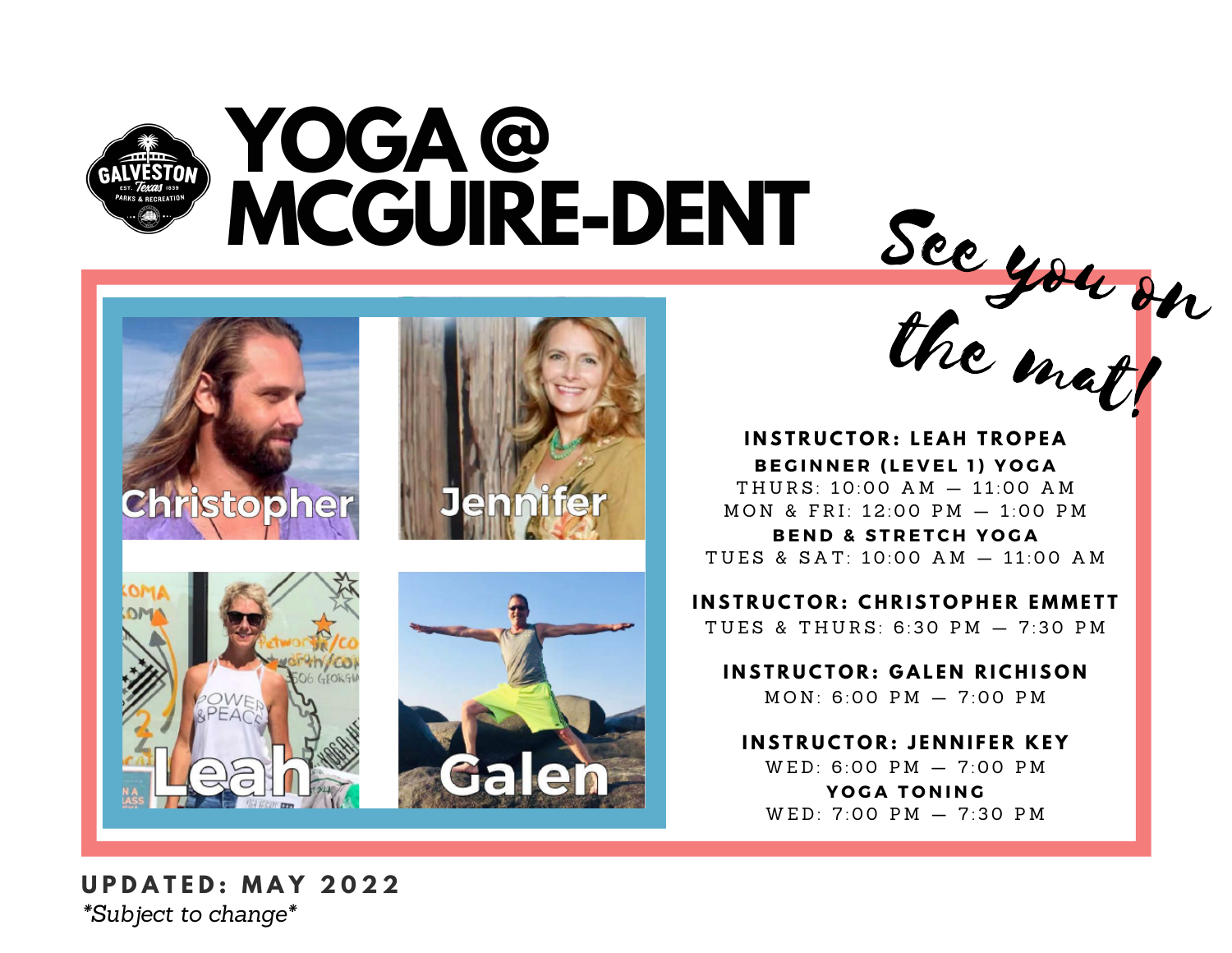GALVESTON EST. Texas 1839 PARKS & RECREATION

# YOGA @ MCGUIRE-DENT

*See you on the mat!*

Christopher

Jennifer

Leah

Galen

**INSTRUCTOR: LEAH TROPEA**

**BEGINNER (LEVEL 1) YOGA**

THURS: 10:00 AM – 11:00 AM

MON & FRI: 12:00 PM – 1:00 PM

**BEND & STRETCH YOGA**

TUES & SAT: 10:00 AM – 11:00 AM

**INSTRUCTOR: CHRISTOPHER EMMETT**

TUES & THURS: 6:30 PM – 7:30 PM

**INSTRUCTOR: GALEN RICHISON**

MON: 6:00 PM – 7:00 PM

**INSTRUCTOR: JENNIFER KEY**

WED: 6:00 PM – 7:00 PM

**YOGA TONING**

WED: 7:00 PM – 7:30 PM

**UPDATED: MAY 2022**

*\*Subject to change\**